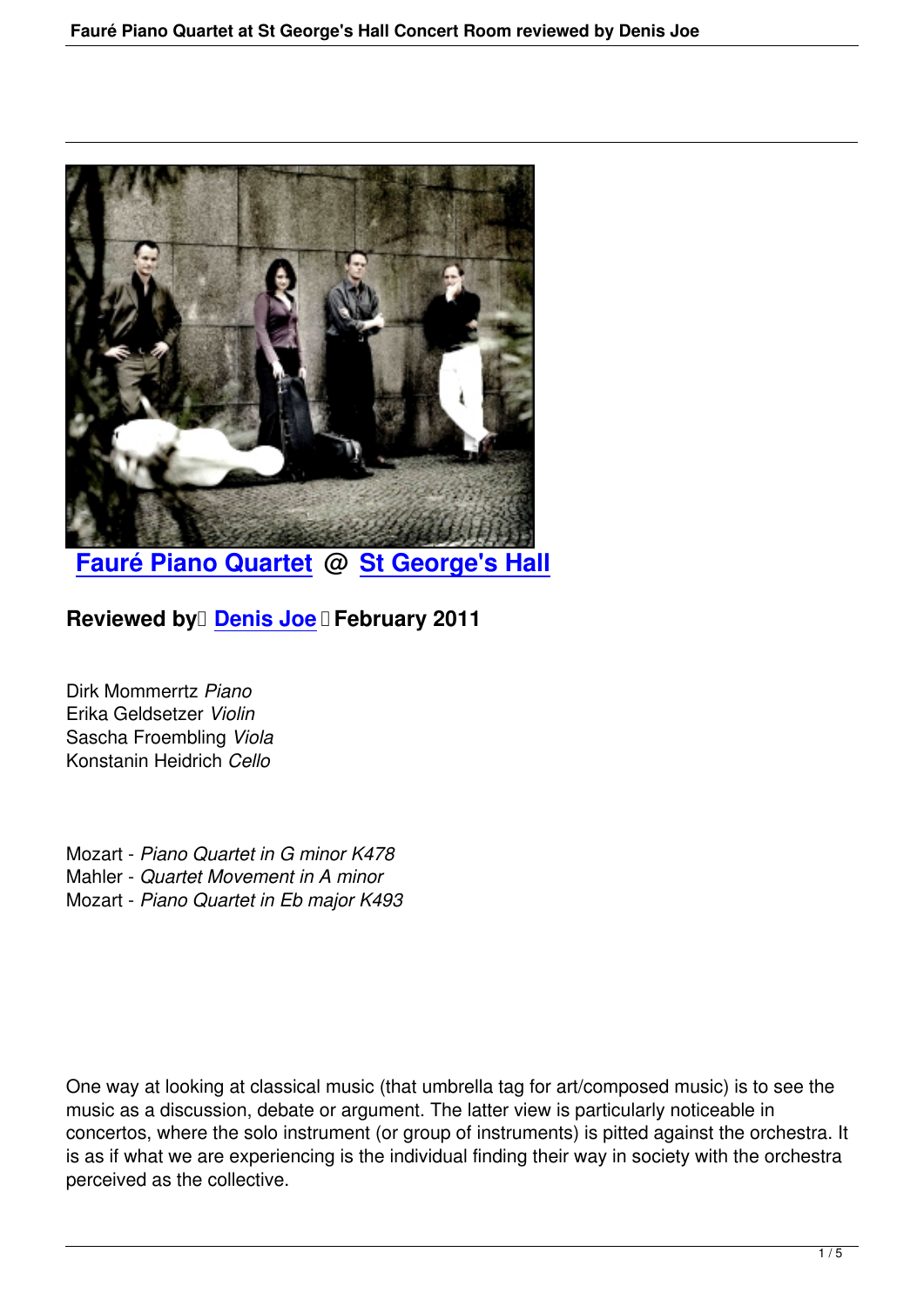## Fauré Piano Quartet @ St George's Hall

### Reviewed by Denis Joe February 2011

Dirk Mommerrtz *Piano*
Erika Geldsetzer *Violin*
Sascha Froembling *Viola*
Konstanin Heidrich *Cello*

Mozart - *Piano Quartet in G minor K478*
Mahler - *Quartet Movement in A minor*
Mozart - *Piano Quartet in Eb major K493*

One way at looking at classical music (that umbrella tag for art/composed music) is to see the music as a discussion, debate or argument. The latter view is particularly noticeable in concertos, where the solo instrument (or group of instruments) is pitted against the orchestra. It is as if what we are experiencing is the individual finding their way in society with the orchestra perceived as the collective.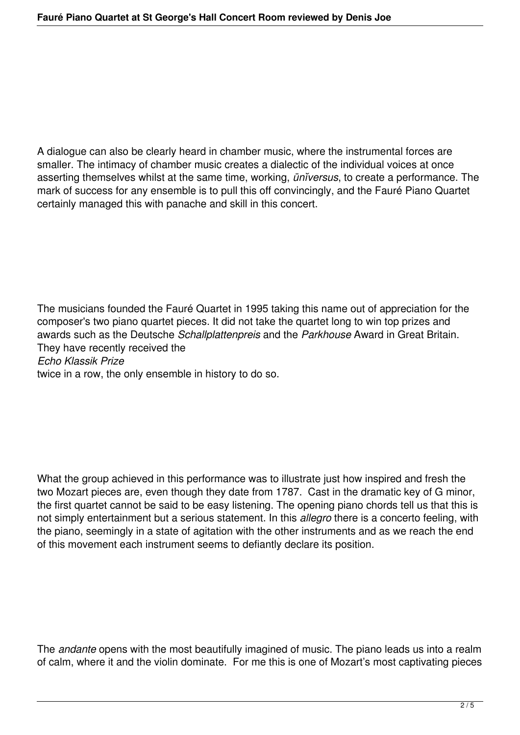A dialogue can also be clearly heard in chamber music, where the instrumental forces are smaller. The intimacy of chamber music creates a dialectic of the individual voices at once asserting themselves whilst at the same time, working, *ūnĭversus*, to create a performance. The mark of success for any ensemble is to pull this off convincingly, and the Fauré Piano Quartet certainly managed this with panache and skill in this concert.

The musicians founded the Fauré Quartet in 1995 taking this name out of appreciation for the composer's two piano quartet pieces. It did not take the quartet long to win top prizes and awards such as the Deutsche *Schallplattenpreis* and the *Parkhouse* Award in Great Britain. They have recently received the *Echo Klassik Prize* twice in a row, the only ensemble in history to do so.

What the group achieved in this performance was to illustrate just how inspired and fresh the two Mozart pieces are, even though they date from 1787. Cast in the dramatic key of G minor, the first quartet cannot be said to be easy listening. The opening piano chords tell us that this is not simply entertainment but a serious statement. In this *allegro* there is a concerto feeling, with the piano, seemingly in a state of agitation with the other instruments and as we reach the end of this movement each instrument seems to defiantly declare its position.

The *andante* opens with the most beautifully imagined of music. The piano leads us into a realm of calm, where it and the violin dominate. For me this is one of Mozart's most captivating pieces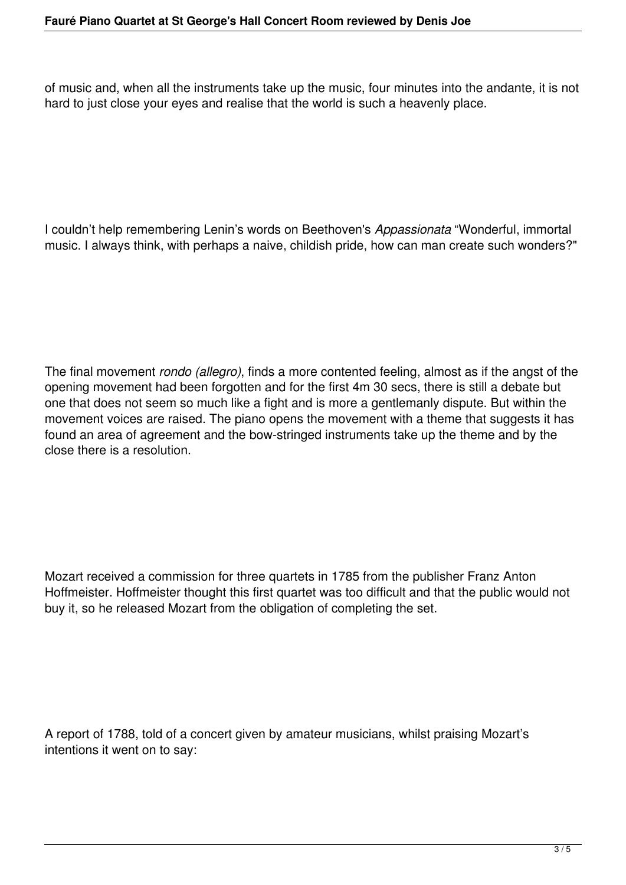of music and, when all the instruments take up the music, four minutes into the andante, it is not hard to just close your eyes and realise that the world is such a heavenly place.

I couldn't help remembering Lenin's words on Beethoven's *Appassionata* "Wonderful, immortal music. I always think, with perhaps a naive, childish pride, how can man create such wonders?"

The final movement *rondo (allegro)*, finds a more contented feeling, almost as if the angst of the opening movement had been forgotten and for the first 4m 30 secs, there is still a debate but one that does not seem so much like a fight and is more a gentlemanly dispute. But within the movement voices are raised. The piano opens the movement with a theme that suggests it has found an area of agreement and the bow-stringed instruments take up the theme and by the close there is a resolution.

Mozart received a commission for three quartets in 1785 from the publisher Franz Anton Hoffmeister. Hoffmeister thought this first quartet was too difficult and that the public would not buy it, so he released Mozart from the obligation of completing the set.

A report of 1788, told of a concert given by amateur musicians, whilst praising Mozart's intentions it went on to say: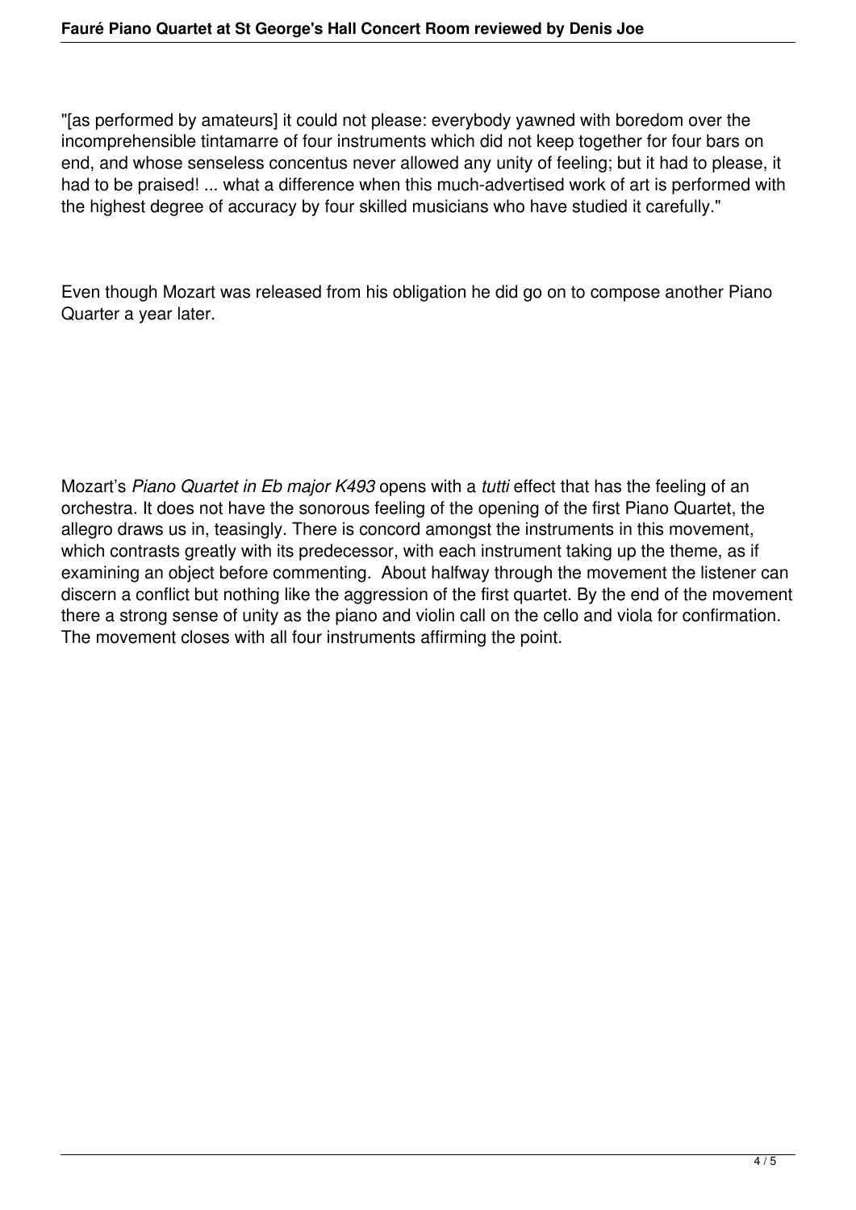"[as performed by amateurs] it could not please: everybody yawned with boredom over the incomprehensible tintamarre of four instruments which did not keep together for four bars on end, and whose senseless concentus never allowed any unity of feeling; but it had to please, it had to be praised! ... what a difference when this much-advertised work of art is performed with the highest degree of accuracy by four skilled musicians who have studied it carefully."

Even though Mozart was released from his obligation he did go on to compose another Piano Quarter a year later.

Mozart's *Piano Quartet in Eb major K493* opens with a *tutti* effect that has the feeling of an orchestra. It does not have the sonorous feeling of the opening of the first Piano Quartet, the allegro draws us in, teasingly. There is concord amongst the instruments in this movement, which contrasts greatly with its predecessor, with each instrument taking up the theme, as if examining an object before commenting. About halfway through the movement the listener can discern a conflict but nothing like the aggression of the first quartet. By the end of the movement there a strong sense of unity as the piano and violin call on the cello and viola for confirmation. The movement closes with all four instruments affirming the point.